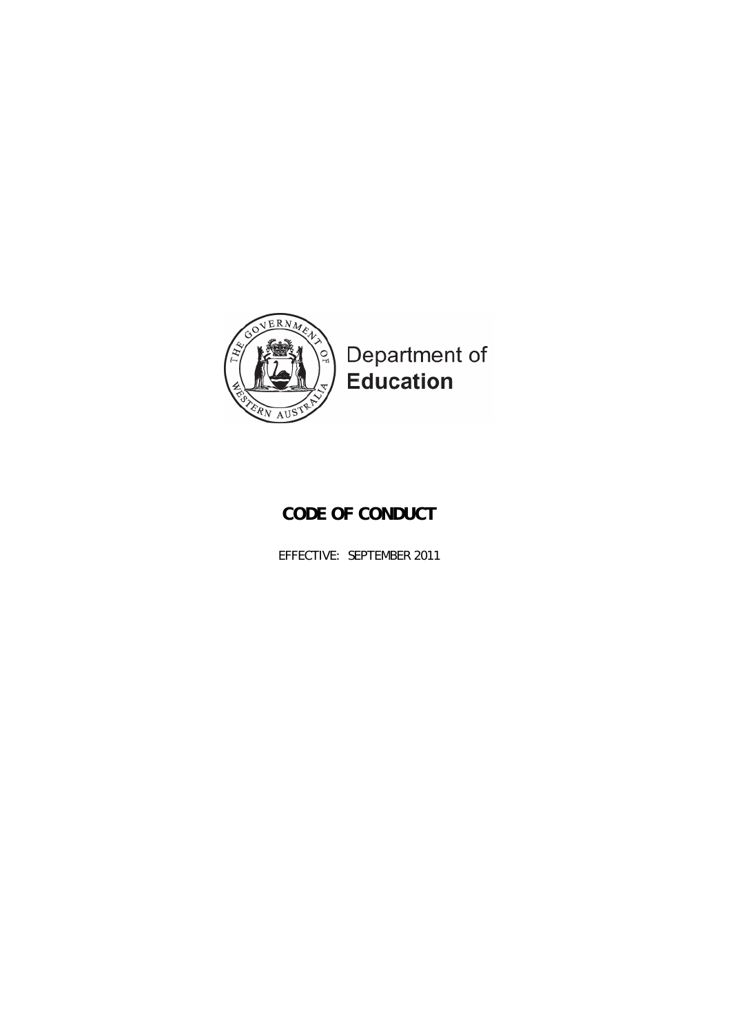Department of **Education**

# CODE OF CONDUCT

EFFECTIVE: SEPTEMBER 2011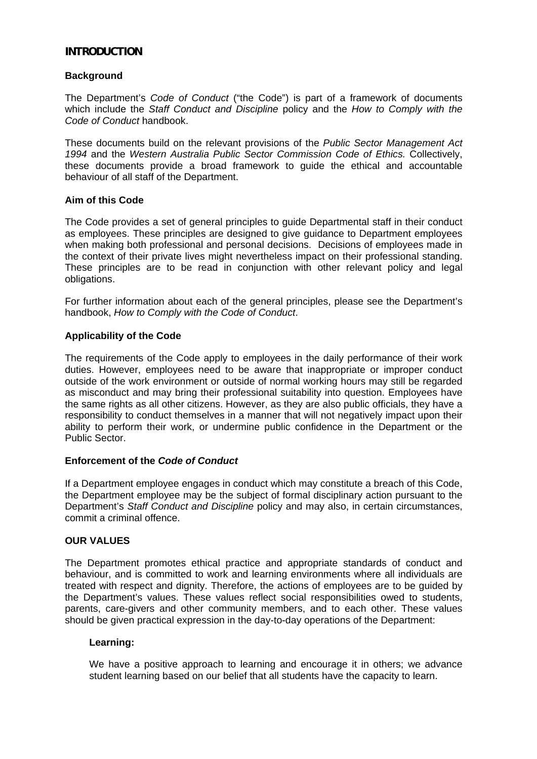## INTRODUCTION

### Background

The Department's *Code of Conduct* ("the Code") is part of a framework of documents which include the *Staff Conduct and Discipline* policy and the *How to Comply with the Code of Conduct* handbook.

These documents build on the relevant provisions of the *Public Sector Management Act 1994* and the *Western Australia Public Sector Commission Code of Ethics.* Collectively, these documents provide a broad framework to guide the ethical and accountable behaviour of all staff of the Department.

### Aim of this Code

The Code provides a set of general principles to guide Departmental staff in their conduct as employees. These principles are designed to give guidance to Department employees when making both professional and personal decisions. Decisions of employees made in the context of their private lives might nevertheless impact on their professional standing. These principles are to be read in conjunction with other relevant policy and legal obligations.

For further information about each of the general principles, please see the Department's handbook, *How to Comply with the Code of Conduct*.

### Applicability of the Code

The requirements of the Code apply to employees in the daily performance of their work duties. However, employees need to be aware that inappropriate or improper conduct outside of the work environment or outside of normal working hours may still be regarded as misconduct and may bring their professional suitability into question. Employees have the same rights as all other citizens. However, as they are also public officials, they have a responsibility to conduct themselves in a manner that will not negatively impact upon their ability to perform their work, or undermine public confidence in the Department or the Public Sector.

### Enforcement of the *Code of Conduct*

If a Department employee engages in conduct which may constitute a breach of this Code, the Department employee may be the subject of formal disciplinary action pursuant to the Department's *Staff Conduct and Discipline* policy and may also, in certain circumstances, commit a criminal offence.

### OUR VALUES

The Department promotes ethical practice and appropriate standards of conduct and behaviour, and is committed to work and learning environments where all individuals are treated with respect and dignity. Therefore, the actions of employees are to be guided by the Department's values. These values reflect social responsibilities owed to students, parents, care-givers and other community members, and to each other. These values should be given practical expression in the day-to-day operations of the Department:

**Learning:**

We have a positive approach to learning and encourage it in others; we advance student learning based on our belief that all students have the capacity to learn.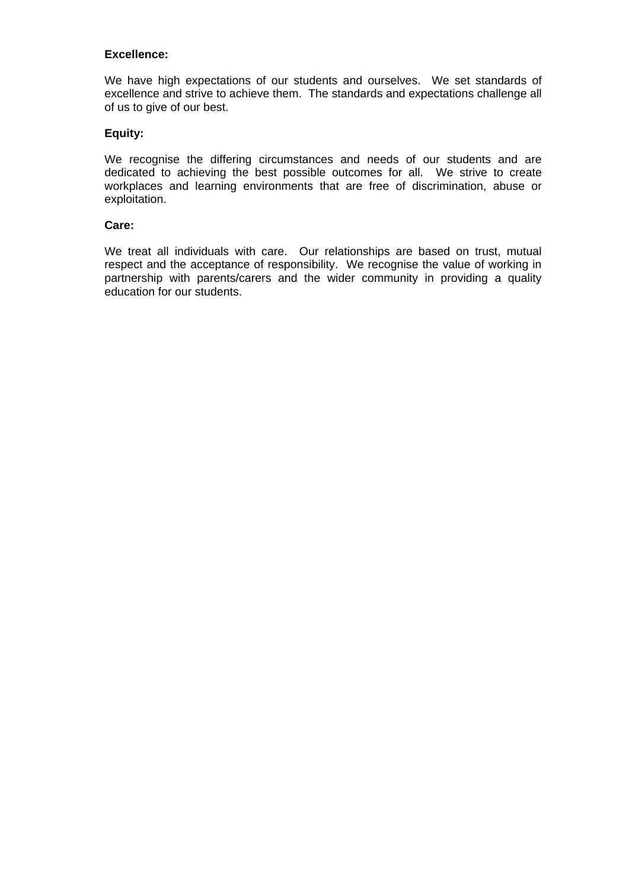**Excellence:**

We have high expectations of our students and ourselves.  We set standards of excellence and strive to achieve them.  The standards and expectations challenge all of us to give of our best.

**Equity:**

We recognise the differing circumstances and needs of our students and are dedicated to achieving the best possible outcomes for all.  We strive to create workplaces and learning environments that are free of discrimination, abuse or exploitation.

**Care:**

We treat all individuals with care.  Our relationships are based on trust, mutual respect and the acceptance of responsibility.  We recognise the value of working in partnership with parents/carers and the wider community in providing a quality education for our students.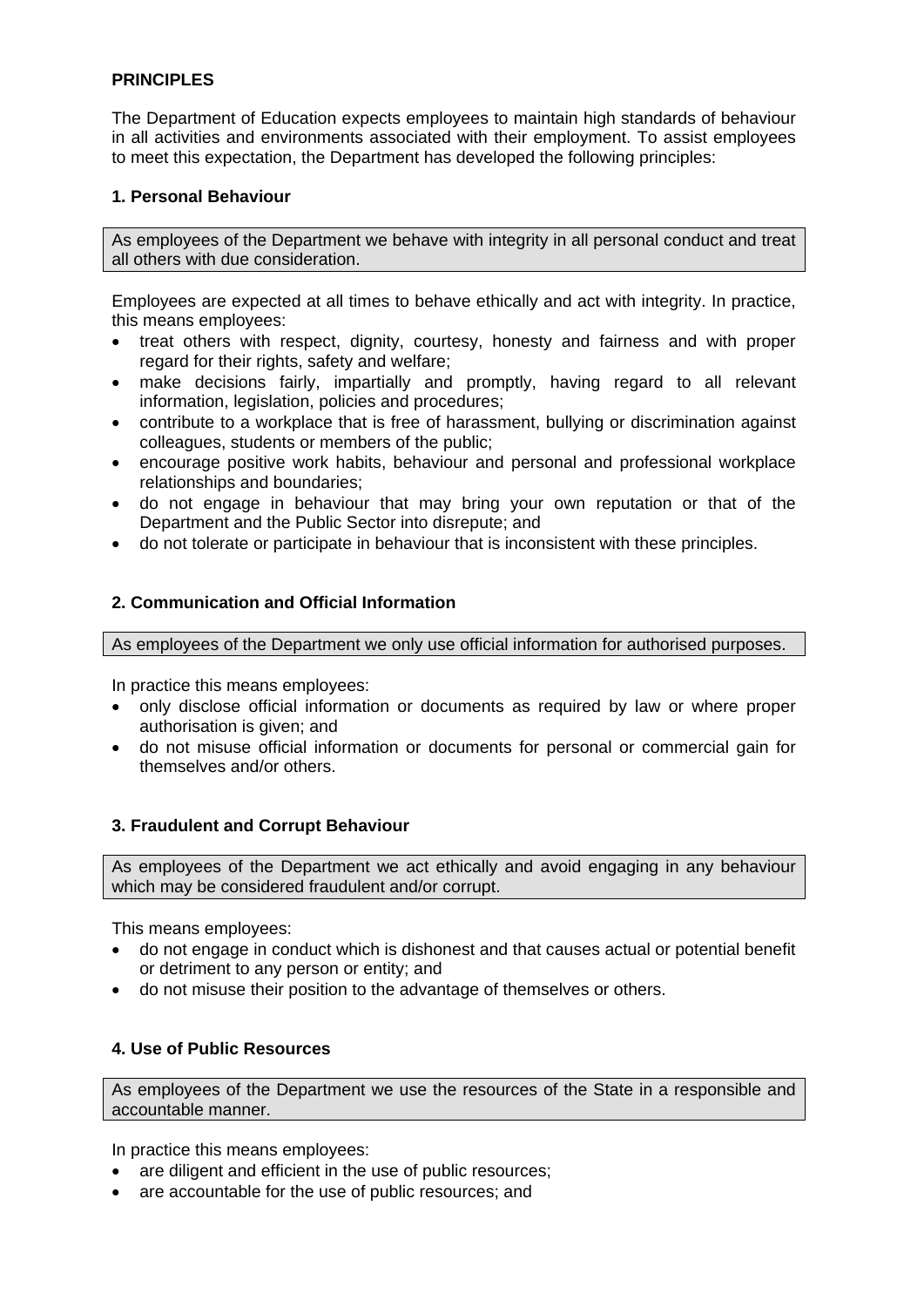**PRINCIPLES**

The Department of Education expects employees to maintain high standards of behaviour in all activities and environments associated with their employment. To assist employees to meet this expectation, the Department has developed the following principles:

**1. Personal Behaviour**

As employees of the Department we behave with integrity in all personal conduct and treat all others with due consideration.

Employees are expected at all times to behave ethically and act with integrity. In practice, this means employees:

- treat others with respect, dignity, courtesy, honesty and fairness and with proper regard for their rights, safety and welfare;
- make decisions fairly, impartially and promptly, having regard to all relevant information, legislation, policies and procedures;
- contribute to a workplace that is free of harassment, bullying or discrimination against colleagues, students or members of the public;
- encourage positive work habits, behaviour and personal and professional workplace relationships and boundaries;
- do not engage in behaviour that may bring your own reputation or that of the Department and the Public Sector into disrepute; and
- do not tolerate or participate in behaviour that is inconsistent with these principles.

**2. Communication and Official Information**

As employees of the Department we only use official information for authorised purposes.

In practice this means employees:

- only disclose official information or documents as required by law or where proper authorisation is given; and
- do not misuse official information or documents for personal or commercial gain for themselves and/or others.

**3. Fraudulent and Corrupt Behaviour**

As employees of the Department we act ethically and avoid engaging in any behaviour which may be considered fraudulent and/or corrupt.

This means employees:

- do not engage in conduct which is dishonest and that causes actual or potential benefit or detriment to any person or entity; and
- do not misuse their position to the advantage of themselves or others.

**4. Use of Public Resources**

As employees of the Department we use the resources of the State in a responsible and accountable manner.

In practice this means employees:

- are diligent and efficient in the use of public resources;
- are accountable for the use of public resources; and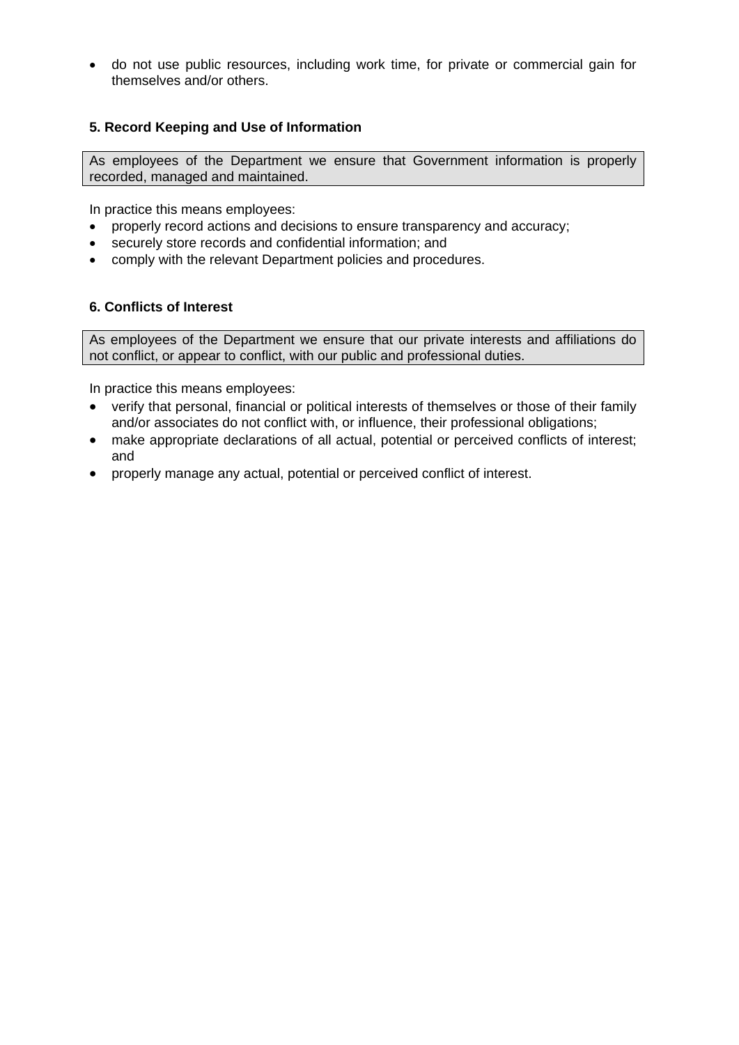- do not use public resources, including work time, for private or commercial gain for themselves and/or others.

### 5. Record Keeping and Use of Information

As employees of the Department we ensure that Government information is properly recorded, managed and maintained.

In practice this means employees:

- properly record actions and decisions to ensure transparency and accuracy;
- securely store records and confidential information; and
- comply with the relevant Department policies and procedures.

### 6. Conflicts of Interest

As employees of the Department we ensure that our private interests and affiliations do not conflict, or appear to conflict, with our public and professional duties.

In practice this means employees:

- verify that personal, financial or political interests of themselves or those of their family and/or associates do not conflict with, or influence, their professional obligations;
- make appropriate declarations of all actual, potential or perceived conflicts of interest; and
- properly manage any actual, potential or perceived conflict of interest.